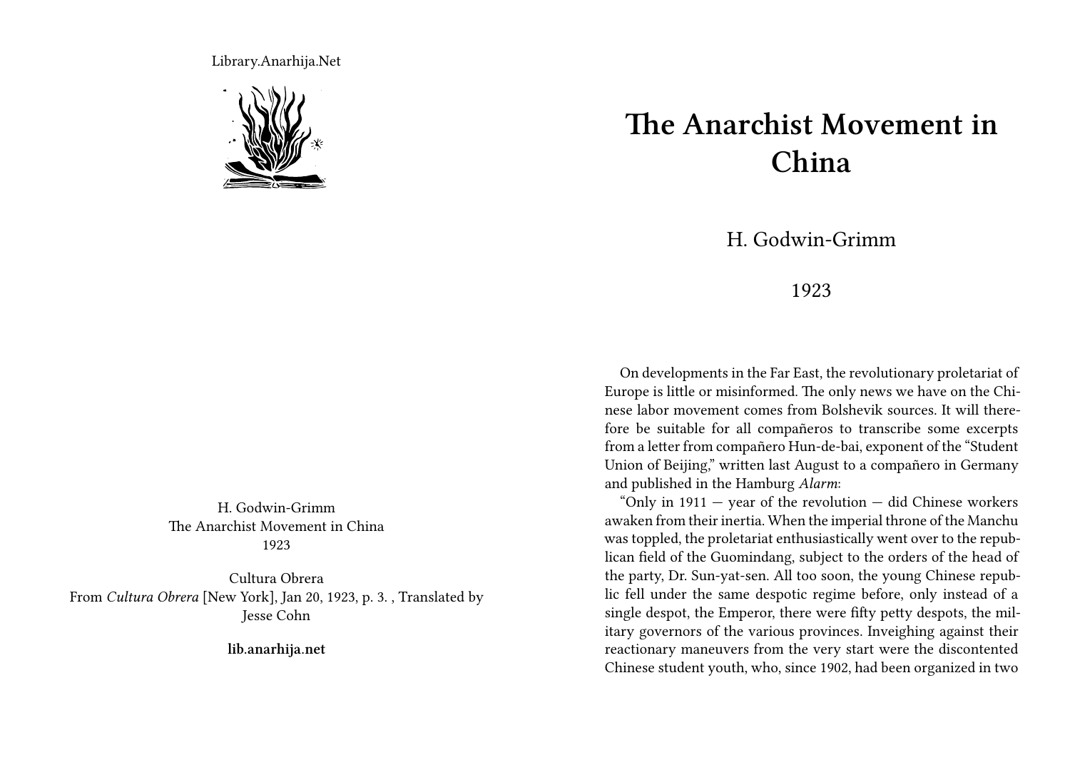Library.Anarhija.Net

H. Godwin-Grimm
The Anarchist Movement in China
1923

Cultura Obrera
From *Cultura Obrera* [New York], Jan 20, 1923, p. 3. , Translated by Jesse Cohn

**lib.anarhija.net**

# The Anarchist Movement in China

H. Godwin-Grimm

1923

On developments in the Far East, the revolutionary proletariat of Europe is little or misinformed. The only news we have on the Chinese labor movement comes from Bolshevik sources. It will therefore be suitable for all compañeros to transcribe some excerpts from a letter from compañero Hun-de-bai, exponent of the "Student Union of Beijing," written last August to a compañero in Germany and published in the Hamburg *Alarm*:

"Only in 1911 — year of the revolution — did Chinese workers awaken from their inertia. When the imperial throne of the Manchu was toppled, the proletariat enthusiastically went over to the republican field of the Guomindang, subject to the orders of the head of the party, Dr. Sun-yat-sen. All too soon, the young Chinese republic fell under the same despotic regime before, only instead of a single despot, the Emperor, there were fifty petty despots, the military governors of the various provinces. Inveighing against their reactionary maneuvers from the very start were the discontented Chinese student youth, who, since 1902, had been organized in two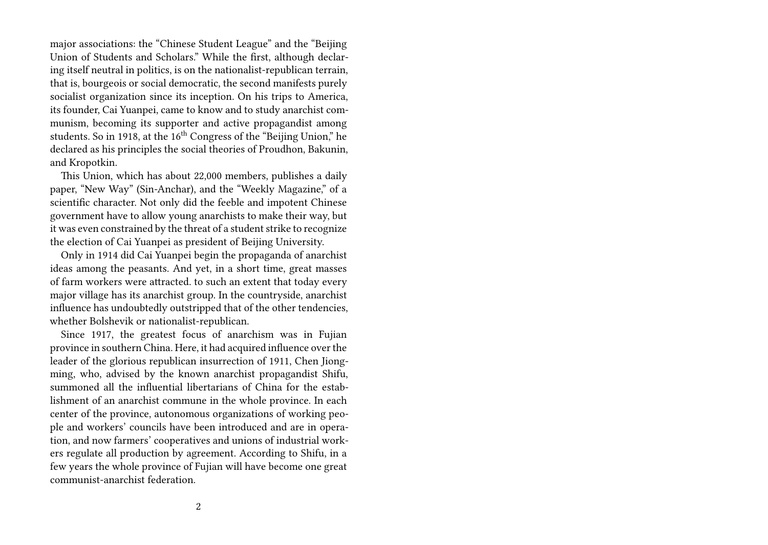major associations: the "Chinese Student League" and the "Beijing Union of Students and Scholars." While the first, although declaring itself neutral in politics, is on the nationalist-republican terrain, that is, bourgeois or social democratic, the second manifests purely socialist organization since its inception. On his trips to America, its founder, Cai Yuanpei, came to know and to study anarchist communism, becoming its supporter and active propagandist among students. So in 1918, at the 16th Congress of the "Beijing Union," he declared as his principles the social theories of Proudhon, Bakunin, and Kropotkin.

This Union, which has about 22,000 members, publishes a daily paper, "New Way" (Sin-Anchar), and the "Weekly Magazine," of a scientific character. Not only did the feeble and impotent Chinese government have to allow young anarchists to make their way, but it was even constrained by the threat of a student strike to recognize the election of Cai Yuanpei as president of Beijing University.

Only in 1914 did Cai Yuanpei begin the propaganda of anarchist ideas among the peasants. And yet, in a short time, great masses of farm workers were attracted. to such an extent that today every major village has its anarchist group. In the countryside, anarchist influence has undoubtedly outstripped that of the other tendencies, whether Bolshevik or nationalist-republican.

Since 1917, the greatest focus of anarchism was in Fujian province in southern China. Here, it had acquired influence over the leader of the glorious republican insurrection of 1911, Chen Jiongming, who, advised by the known anarchist propagandist Shifu, summoned all the influential libertarians of China for the establishment of an anarchist commune in the whole province. In each center of the province, autonomous organizations of working people and workers' councils have been introduced and are in operation, and now farmers' cooperatives and unions of industrial workers regulate all production by agreement. According to Shifu, in a few years the whole province of Fujian will have become one great communist-anarchist federation.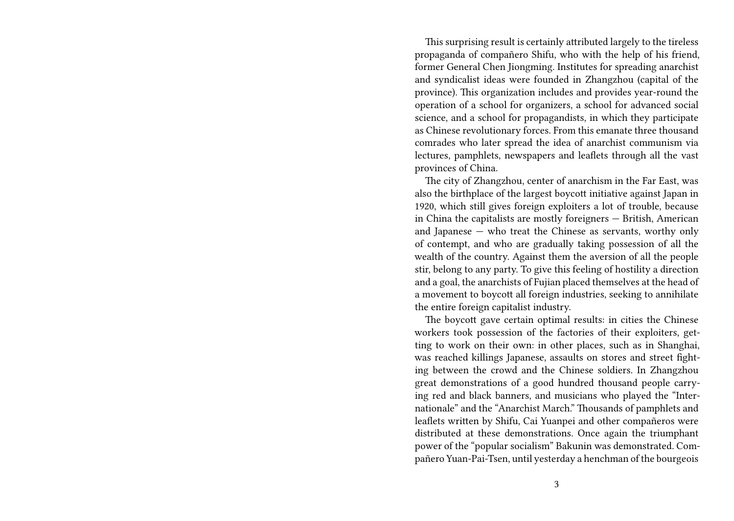This surprising result is certainly attributed largely to the tireless propaganda of compañero Shifu, who with the help of his friend, former General Chen Jiongming. Institutes for spreading anarchist and syndicalist ideas were founded in Zhangzhou (capital of the province). This organization includes and provides year-round the operation of a school for organizers, a school for advanced social science, and a school for propagandists, in which they participate as Chinese revolutionary forces. From this emanate three thousand comrades who later spread the idea of anarchist communism via lectures, pamphlets, newspapers and leaflets through all the vast provinces of China.

The city of Zhangzhou, center of anarchism in the Far East, was also the birthplace of the largest boycott initiative against Japan in 1920, which still gives foreign exploiters a lot of trouble, because in China the capitalists are mostly foreigners — British, American and Japanese — who treat the Chinese as servants, worthy only of contempt, and who are gradually taking possession of all the wealth of the country. Against them the aversion of all the people stir, belong to any party. To give this feeling of hostility a direction and a goal, the anarchists of Fujian placed themselves at the head of a movement to boycott all foreign industries, seeking to annihilate the entire foreign capitalist industry.

The boycott gave certain optimal results: in cities the Chinese workers took possession of the factories of their exploiters, getting to work on their own: in other places, such as in Shanghai, was reached killings Japanese, assaults on stores and street fighting between the crowd and the Chinese soldiers. In Zhangzhou great demonstrations of a good hundred thousand people carrying red and black banners, and musicians who played the "Internationale" and the "Anarchist March." Thousands of pamphlets and leaflets written by Shifu, Cai Yuanpei and other compañeros were distributed at these demonstrations. Once again the triumphant power of the "popular socialism" Bakunin was demonstrated. Compañero Yuan-Pai-Tsen, until yesterday a henchman of the bourgeois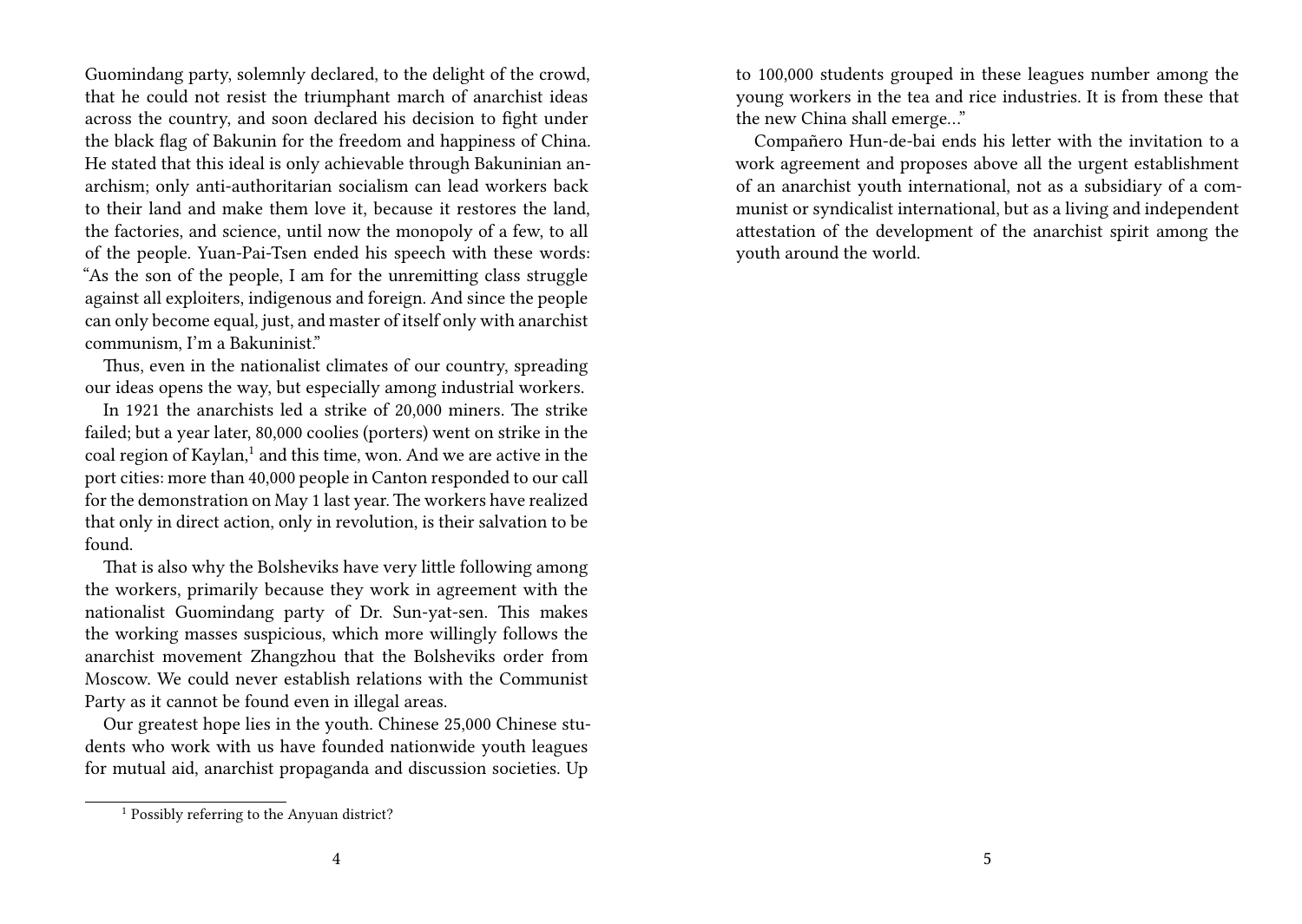Guomindang party, solemnly declared, to the delight of the crowd, that he could not resist the triumphant march of anarchist ideas across the country, and soon declared his decision to fight under the black flag of Bakunin for the freedom and happiness of China. He stated that this ideal is only achievable through Bakuninian anarchism; only anti-authoritarian socialism can lead workers back to their land and make them love it, because it restores the land, the factories, and science, until now the monopoly of a few, to all of the people. Yuan-Pai-Tsen ended his speech with these words: "As the son of the people, I am for the unremitting class struggle against all exploiters, indigenous and foreign. And since the people can only become equal, just, and master of itself only with anarchist communism, I'm a Bakuninist."

Thus, even in the nationalist climates of our country, spreading our ideas opens the way, but especially among industrial workers.

In 1921 the anarchists led a strike of 20,000 miners. The strike failed; but a year later, 80,000 coolies (porters) went on strike in the coal region of Kaylan,[1] and this time, won. And we are active in the port cities: more than 40,000 people in Canton responded to our call for the demonstration on May 1 last year. The workers have realized that only in direct action, only in revolution, is their salvation to be found.

That is also why the Bolsheviks have very little following among the workers, primarily because they work in agreement with the nationalist Guomindang party of Dr. Sun-yat-sen. This makes the working masses suspicious, which more willingly follows the anarchist movement Zhangzhou that the Bolsheviks order from Moscow. We could never establish relations with the Communist Party as it cannot be found even in illegal areas.

Our greatest hope lies in the youth. Chinese 25,000 Chinese students who work with us have founded nationwide youth leagues for mutual aid, anarchist propaganda and discussion societies. Up to 100,000 students grouped in these leagues number among the young workers in the tea and rice industries. It is from these that the new China shall emerge…"

Compañero Hun-de-bai ends his letter with the invitation to a work agreement and proposes above all the urgent establishment of an anarchist youth international, not as a subsidiary of a communist or syndicalist international, but as a living and independent attestation of the development of the anarchist spirit among the youth around the world.

[1] Possibly referring to the Anyuan district?